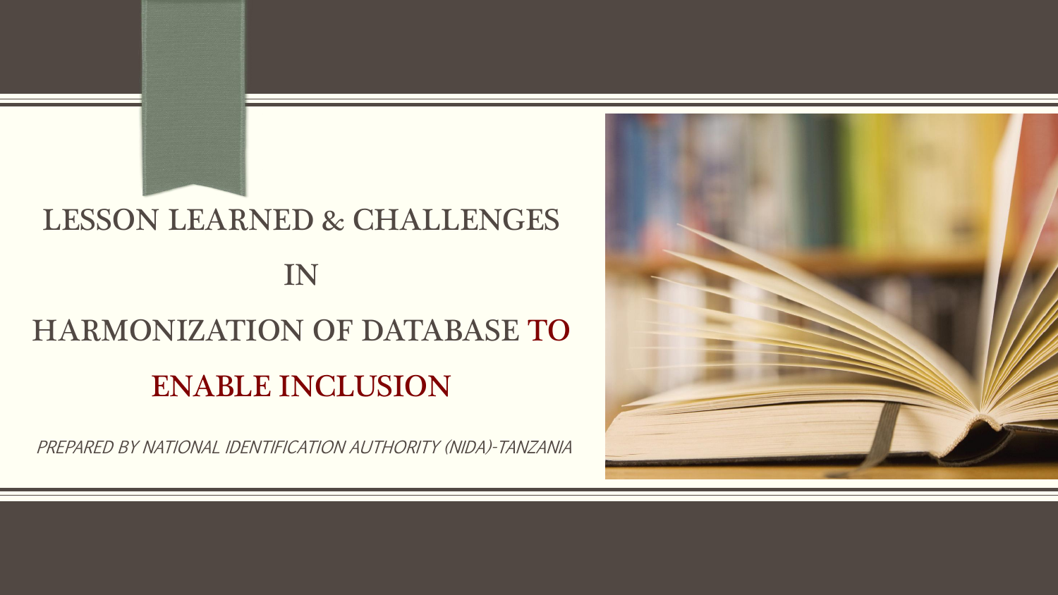# LESSON LEARNED & CHALLENGES IN HARMONIZATION OF DATABASE TO ENABLE INCLUSION

*PREPARED BY NATIONAL IDENTIFICATION AUTHORITY (NIDA)-TANZANIA*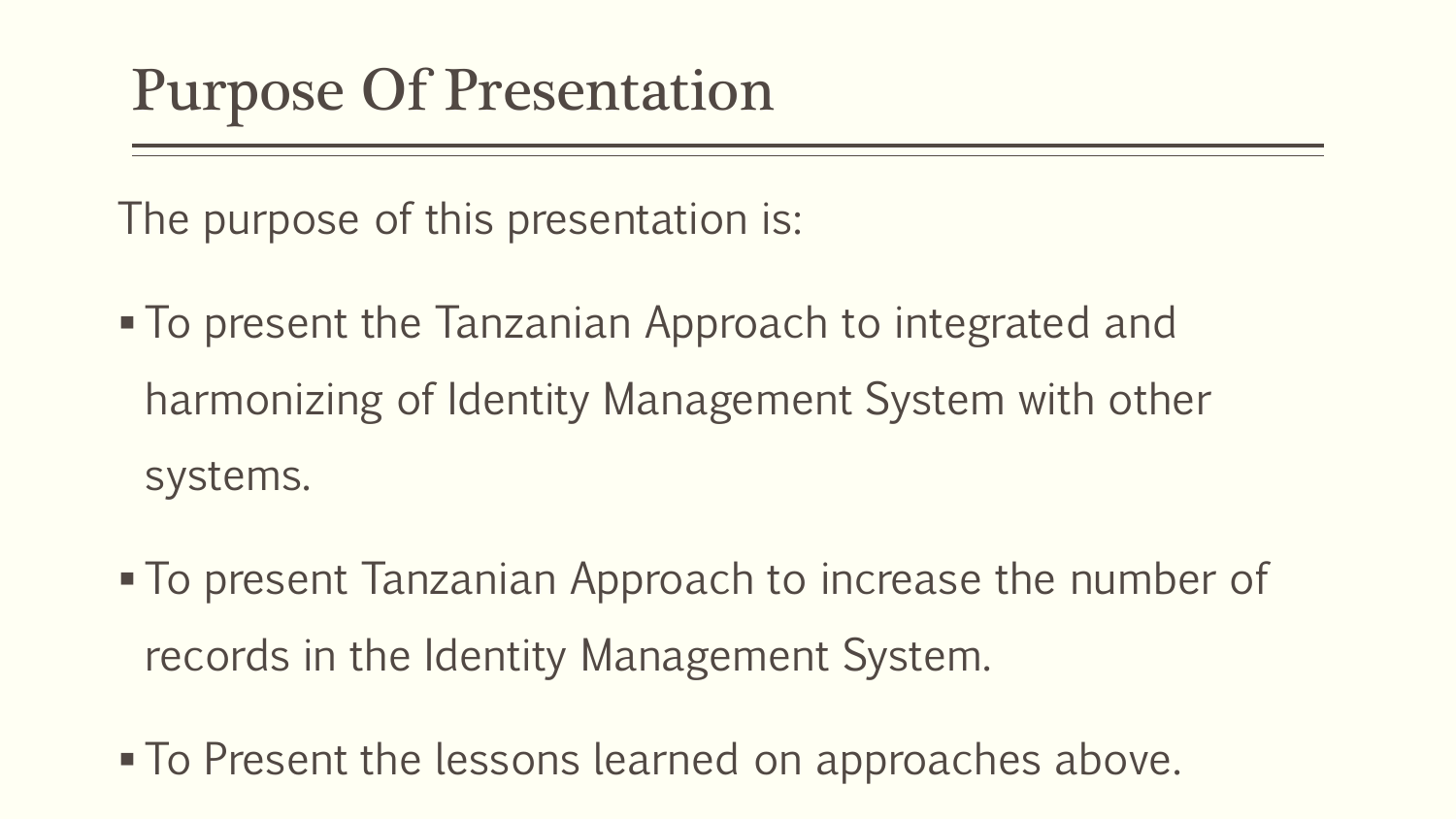# Purpose Of Presentation

The purpose of this presentation is:

- To present the Tanzanian Approach to integrated and harmonizing of Identity Management System with other systems.
- To present Tanzanian Approach to increase the number of records in the Identity Management System.
- To Present the lessons learned on approaches above.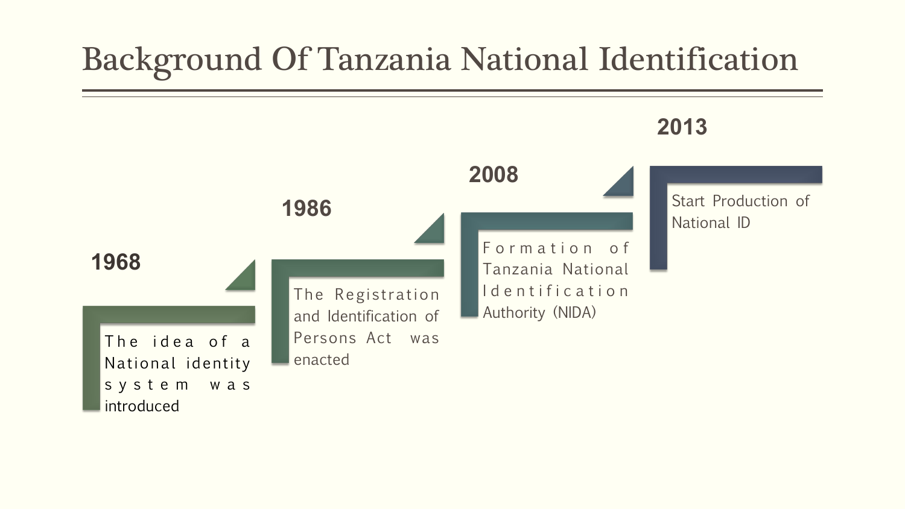# Background Of Tanzania National Identification

**1968**

The idea of a National identity system was introduced

**1986**

The Registration and Identification of Persons Act was enacted

**2008**

Formation of Tanzania National Identification Authority (NIDA)

**2013**

Start Production of National ID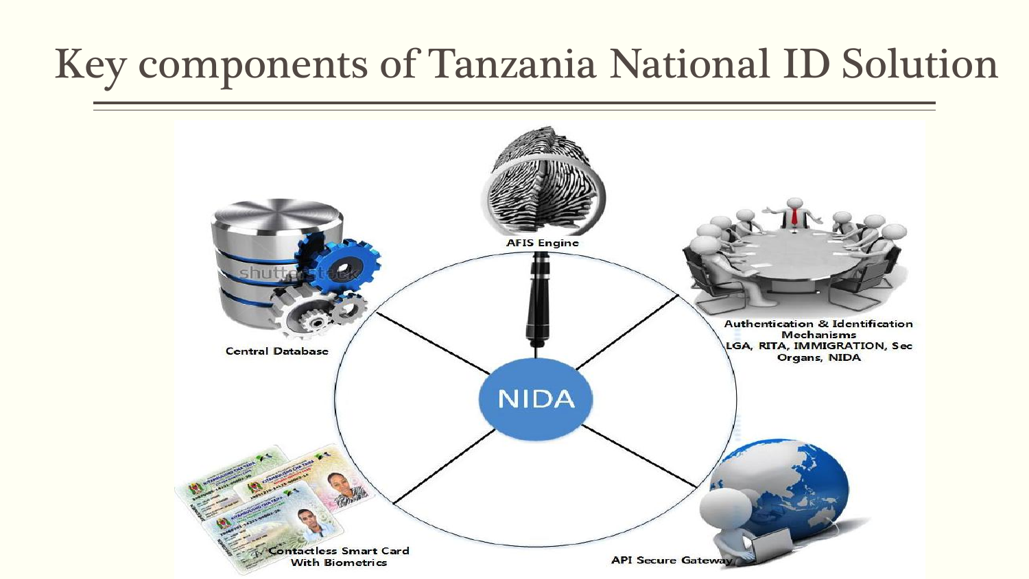# Key components of Tanzania National ID Solution

AFIS Engine

Central Database

Authentication & Identification Mechanisms LGA, RITA, IMMIGRATION, Sec Organs, NIDA

NIDA

Contactless Smart Card With Biometrics

API Secure Gateway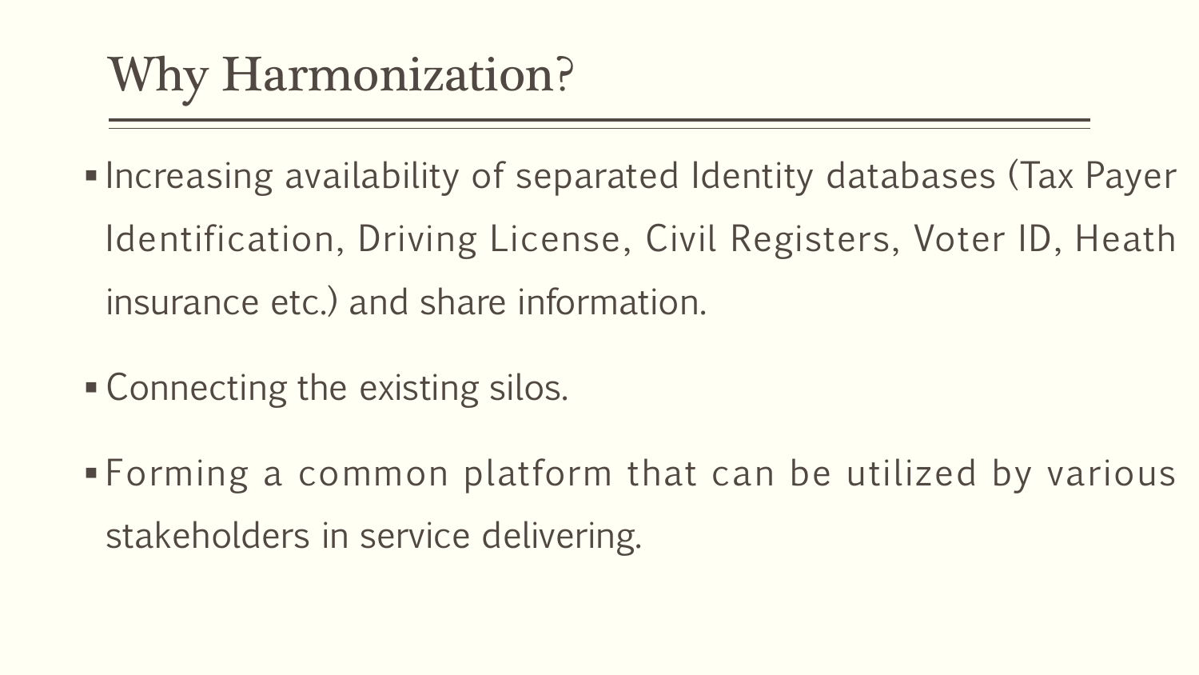# Why Harmonization?

- Increasing availability of separated Identity databases (Tax Payer Identification, Driving License, Civil Registers, Voter ID, Heath insurance etc.) and share information.
- Connecting the existing silos.
- Forming a common platform that can be utilized by various stakeholders in service delivering.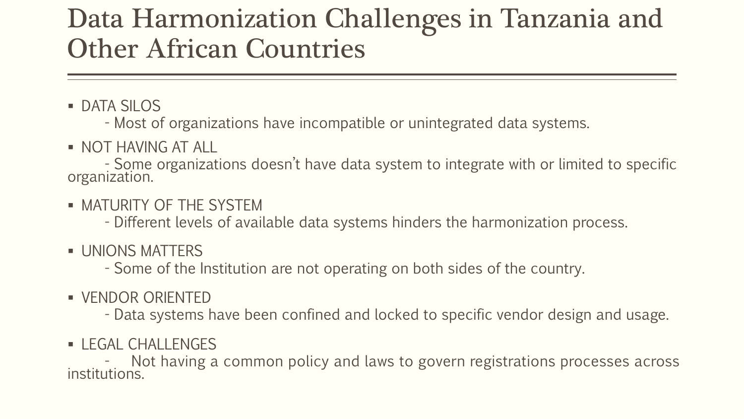# Data Harmonization Challenges in Tanzania and Other African Countries

- DATA SILOS
  - Most of organizations have incompatible or unintegrated data systems.
- NOT HAVING AT ALL
  - Some organizations doesn't have data system to integrate with or limited to specific organization.
- MATURITY OF THE SYSTEM
  - Different levels of available data systems hinders the harmonization process.
- UNIONS MATTERS
  - Some of the Institution are not operating on both sides of the country.
- VENDOR ORIENTED
  - Data systems have been confined and locked to specific vendor design and usage.
- LEGAL CHALLENGES
  - Not having a common policy and laws to govern registrations processes across institutions.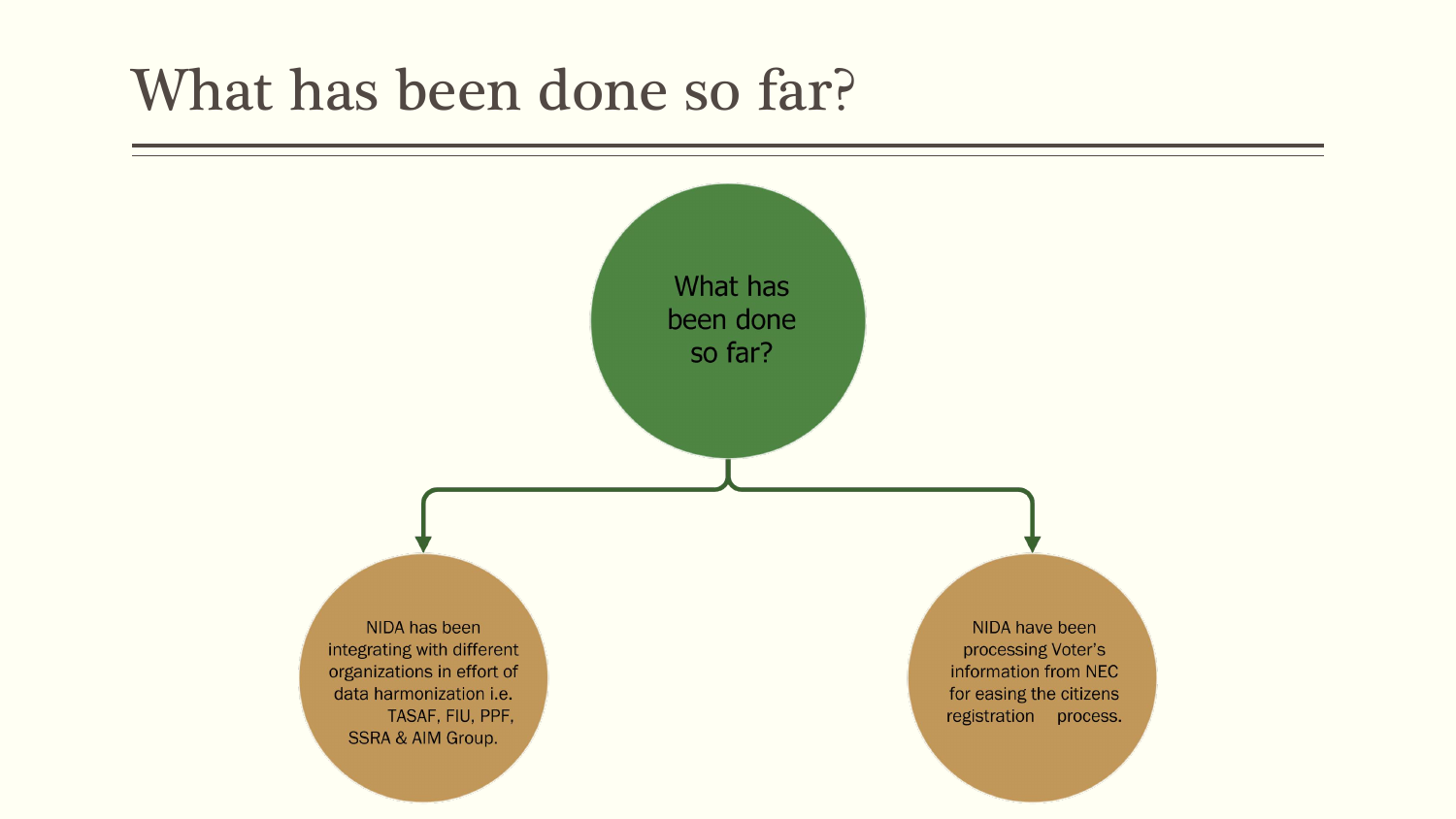# What has been done so far?

What has been done so far?

- NIDA has been integrating with different organizations in effort of data harmonization i.e. TASAF, FIU, PPF, SSRA & AIM Group.
- NIDA have been processing Voter's information from NEC for easing the citizens registration process.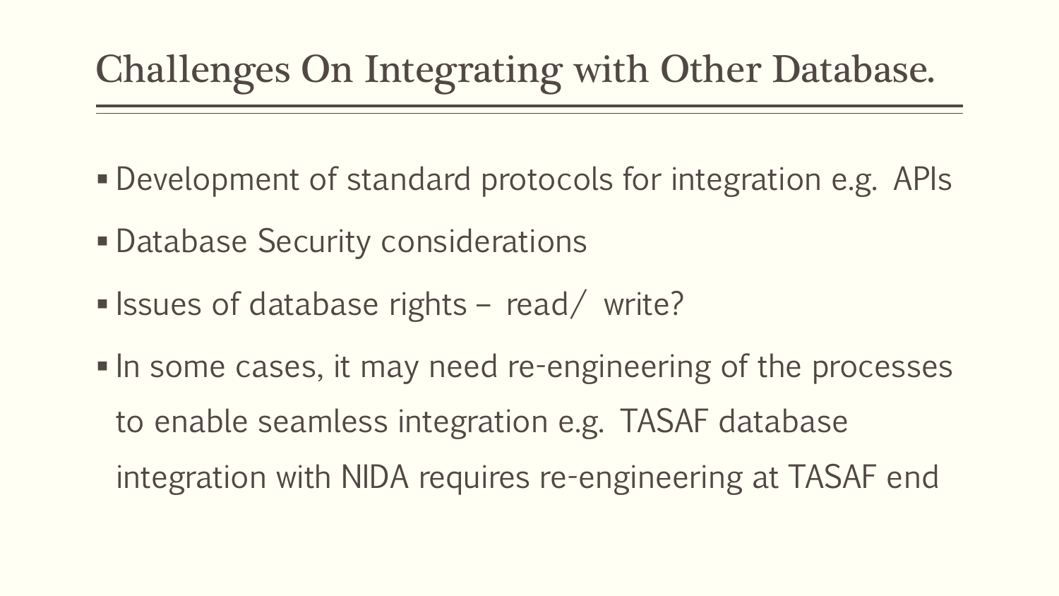# Challenges On Integrating with Other Database.

- Development of standard protocols for integration e.g. APIs
- Database Security considerations
- Issues of database rights – read/ write?
- In some cases, it may need re-engineering of the processes to enable seamless integration e.g. TASAF database integration with NIDA requires re-engineering at TASAF end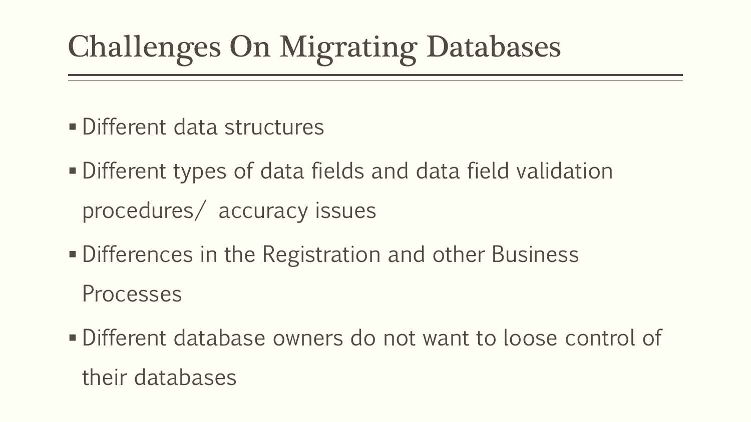# Challenges On Migrating Databases

- Different data structures
- Different types of data fields and data field validation procedures/ accuracy issues
- Differences in the Registration and other Business Processes
- Different database owners do not want to loose control of their databases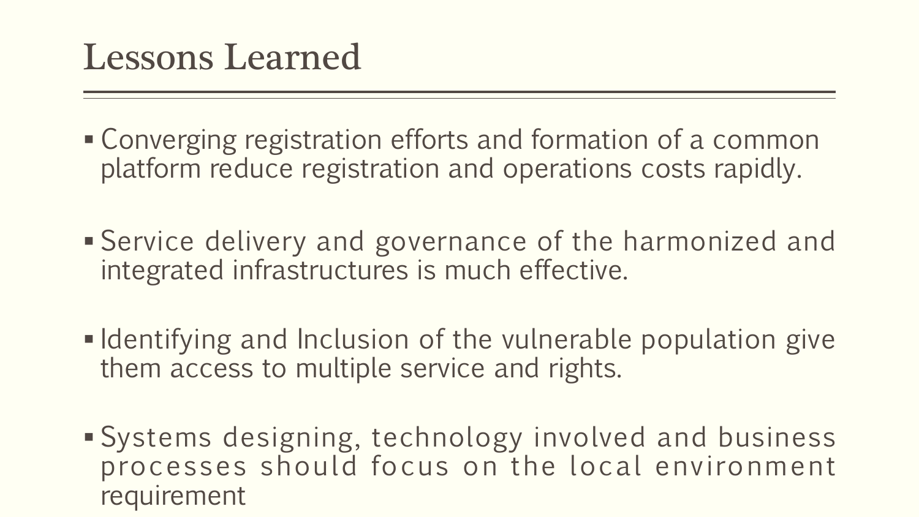# Lessons Learned

- Converging registration efforts and formation of a common platform reduce registration and operations costs rapidly.
- Service delivery and governance of the harmonized and integrated infrastructures is much effective.
- Identifying and Inclusion of the vulnerable population give them access to multiple service and rights.
- Systems designing, technology involved and business processes should focus on the local environment requirement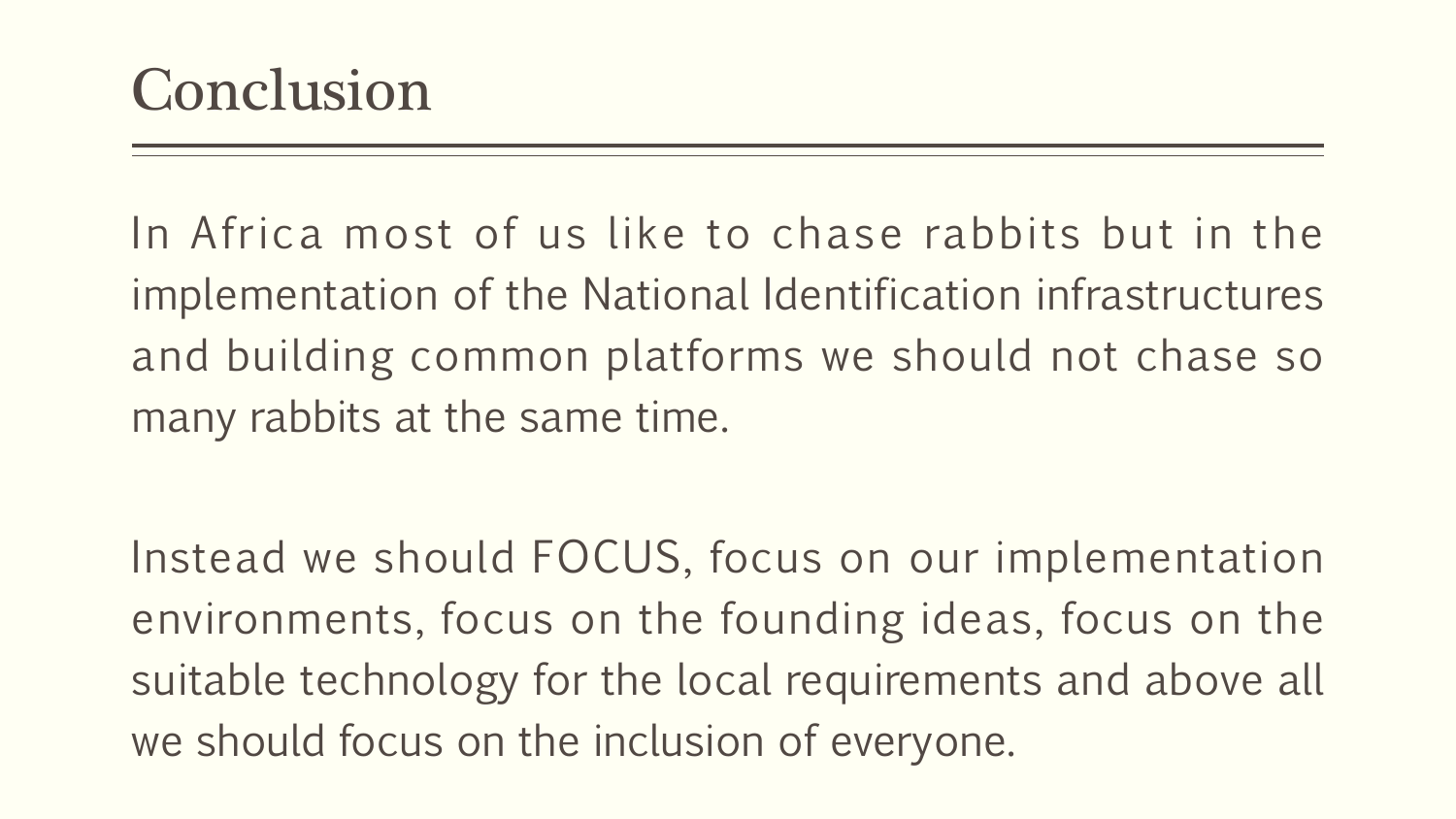## Conclusion

In Africa most of us like to chase rabbits but in the implementation of the National Identification infrastructures and building common platforms we should not chase so many rabbits at the same time.

Instead we should FOCUS, focus on our implementation environments, focus on the founding ideas, focus on the suitable technology for the local requirements and above all we should focus on the inclusion of everyone.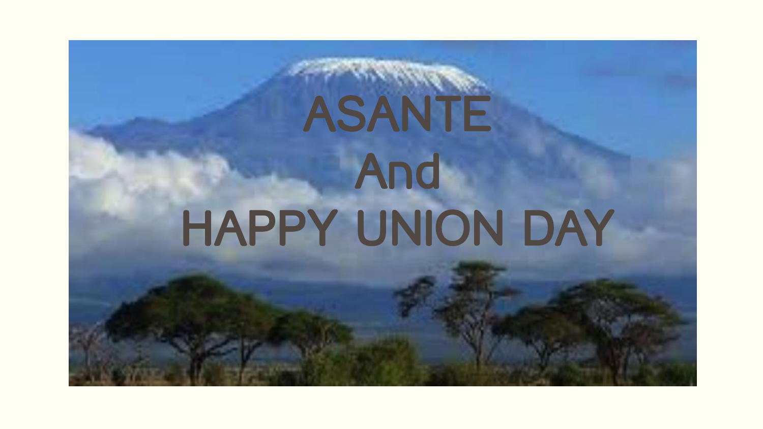# ASANTE
# And
# HAPPY UNION DAY